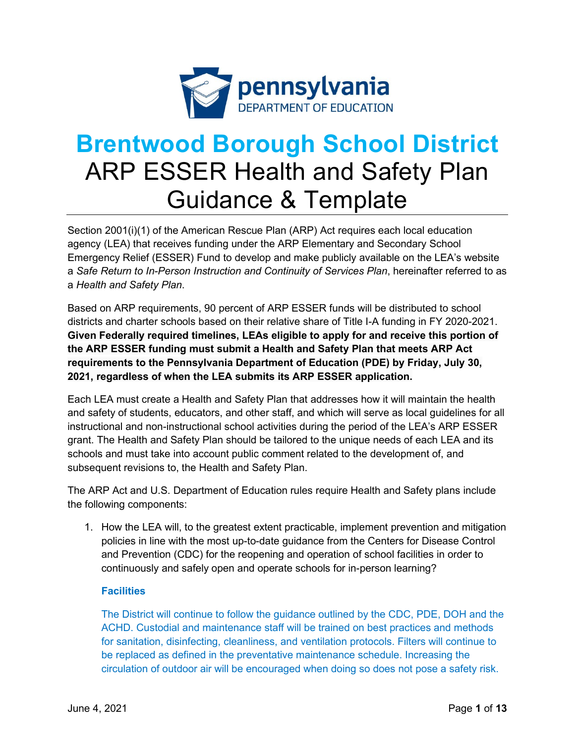# Brentwood Borough School District
# ARP ESSER Health and Safety Plan Guidance & Template

Section 2001(i)(1) of the American Rescue Plan (ARP) Act requires each local education agency (LEA) that receives funding under the ARP Elementary and Secondary School Emergency Relief (ESSER) Fund to develop and make publicly available on the LEA's website a *Safe Return to In-Person Instruction and Continuity of Services Plan*, hereinafter referred to as a *Health and Safety Plan*.

Based on ARP requirements, 90 percent of ARP ESSER funds will be distributed to school districts and charter schools based on their relative share of Title I-A funding in FY 2020-2021. **Given Federally required timelines, LEAs eligible to apply for and receive this portion of the ARP ESSER funding must submit a Health and Safety Plan that meets ARP Act requirements to the Pennsylvania Department of Education (PDE) by Friday, July 30, 2021, regardless of when the LEA submits its ARP ESSER application.**

Each LEA must create a Health and Safety Plan that addresses how it will maintain the health and safety of students, educators, and other staff, and which will serve as local guidelines for all instructional and non-instructional school activities during the period of the LEA's ARP ESSER grant. The Health and Safety Plan should be tailored to the unique needs of each LEA and its schools and must take into account public comment related to the development of, and subsequent revisions to, the Health and Safety Plan.

The ARP Act and U.S. Department of Education rules require Health and Safety plans include the following components:

1. How the LEA will, to the greatest extent practicable, implement prevention and mitigation policies in line with the most up-to-date guidance from the Centers for Disease Control and Prevention (CDC) for the reopening and operation of school facilities in order to continuously and safely open and operate schools for in-person learning?

   **Facilities**

   The District will continue to follow the guidance outlined by the CDC, PDE, DOH and the ACHD. Custodial and maintenance staff will be trained on best practices and methods for sanitation, disinfecting, cleanliness, and ventilation protocols. Filters will continue to be replaced as defined in the preventative maintenance schedule. Increasing the circulation of outdoor air will be encouraged when doing so does not pose a safety risk.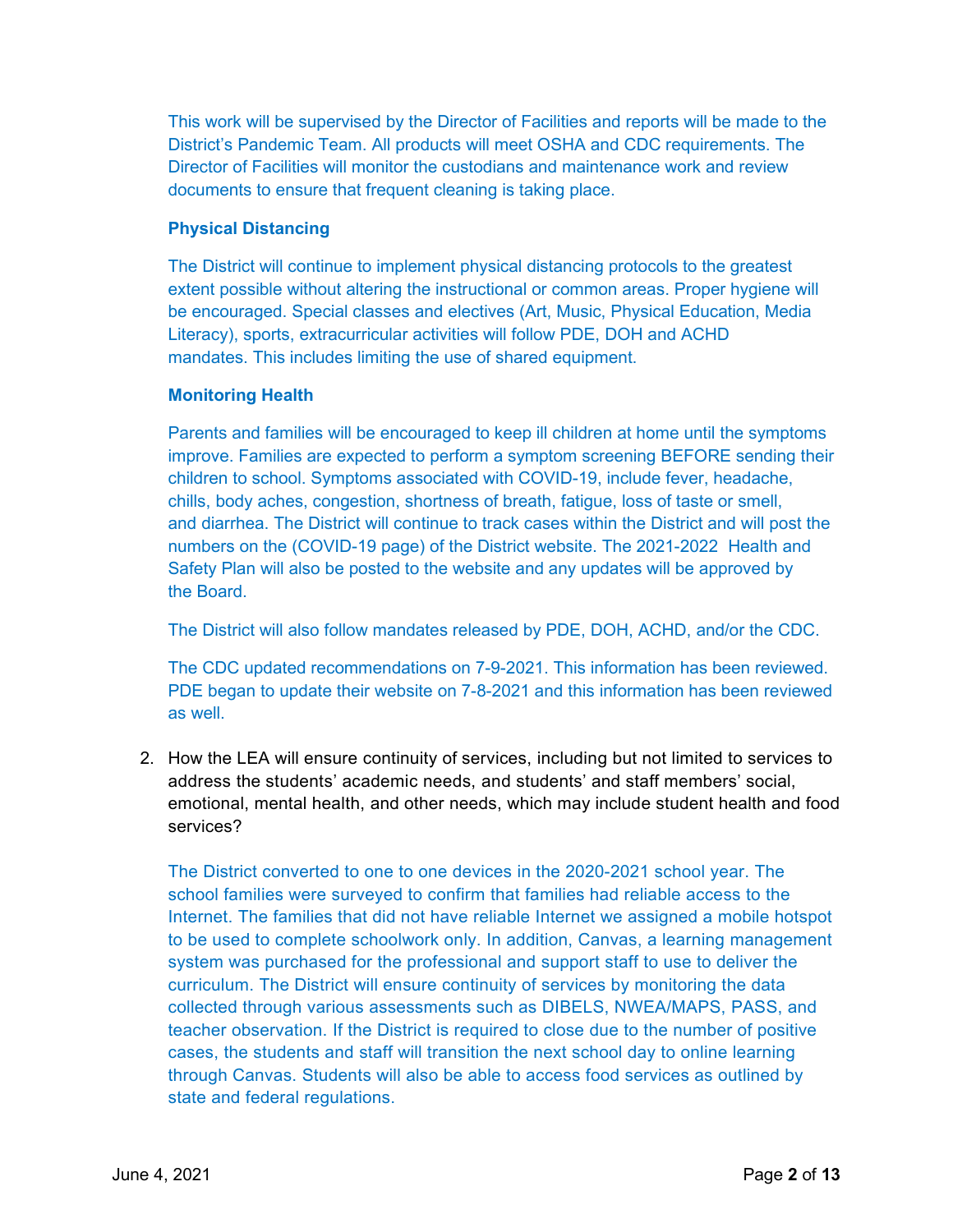This work will be supervised by the Director of Facilities and reports will be made to the District's Pandemic Team. All products will meet OSHA and CDC requirements. The Director of Facilities will monitor the custodians and maintenance work and review documents to ensure that frequent cleaning is taking place.

**Physical Distancing**

The District will continue to implement physical distancing protocols to the greatest extent possible without altering the instructional or common areas. Proper hygiene will be encouraged. Special classes and electives (Art, Music, Physical Education, Media Literacy), sports, extracurricular activities will follow PDE, DOH and ACHD mandates. This includes limiting the use of shared equipment.

**Monitoring Health**

Parents and families will be encouraged to keep ill children at home until the symptoms improve. Families are expected to perform a symptom screening BEFORE sending their children to school. Symptoms associated with COVID-19, include fever, headache, chills, body aches, congestion, shortness of breath, fatigue, loss of taste or smell, and diarrhea. The District will continue to track cases within the District and will post the numbers on the (COVID-19 page) of the District website. The 2021-2022 Health and Safety Plan will also be posted to the website and any updates will be approved by the Board.

The District will also follow mandates released by PDE, DOH, ACHD, and/or the CDC.

The CDC updated recommendations on 7-9-2021. This information has been reviewed. PDE began to update their website on 7-8-2021 and this information has been reviewed as well.

2. How the LEA will ensure continuity of services, including but not limited to services to address the students' academic needs, and students' and staff members' social, emotional, mental health, and other needs, which may include student health and food services?

   The District converted to one to one devices in the 2020-2021 school year. The school families were surveyed to confirm that families had reliable access to the Internet. The families that did not have reliable Internet we assigned a mobile hotspot to be used to complete schoolwork only. In addition, Canvas, a learning management system was purchased for the professional and support staff to use to deliver the curriculum. The District will ensure continuity of services by monitoring the data collected through various assessments such as DIBELS, NWEA/MAPS, PASS, and teacher observation. If the District is required to close due to the number of positive cases, the students and staff will transition the next school day to online learning through Canvas. Students will also be able to access food services as outlined by state and federal regulations.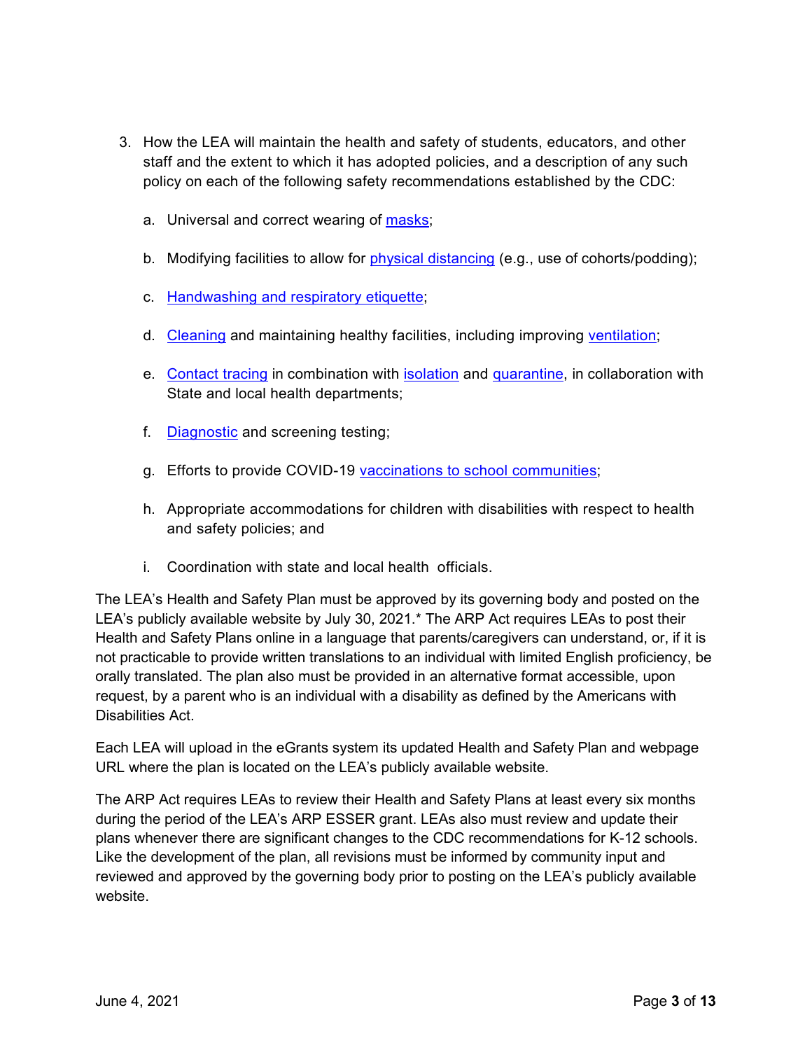3. How the LEA will maintain the health and safety of students, educators, and other staff and the extent to which it has adopted policies, and a description of any such policy on each of the following safety recommendations established by the CDC:

   a. Universal and correct wearing of masks;

   b. Modifying facilities to allow for physical distancing (e.g., use of cohorts/podding);

   c. Handwashing and respiratory etiquette;

   d. Cleaning and maintaining healthy facilities, including improving ventilation;

   e. Contact tracing in combination with isolation and quarantine, in collaboration with State and local health departments;

   f. Diagnostic and screening testing;

   g. Efforts to provide COVID-19 vaccinations to school communities;

   h. Appropriate accommodations for children with disabilities with respect to health and safety policies; and

   i. Coordination with state and local health officials.

The LEA's Health and Safety Plan must be approved by its governing body and posted on the LEA's publicly available website by July 30, 2021.* The ARP Act requires LEAs to post their Health and Safety Plans online in a language that parents/caregivers can understand, or, if it is not practicable to provide written translations to an individual with limited English proficiency, be orally translated. The plan also must be provided in an alternative format accessible, upon request, by a parent who is an individual with a disability as defined by the Americans with Disabilities Act.

Each LEA will upload in the eGrants system its updated Health and Safety Plan and webpage URL where the plan is located on the LEA's publicly available website.

The ARP Act requires LEAs to review their Health and Safety Plans at least every six months during the period of the LEA's ARP ESSER grant. LEAs also must review and update their plans whenever there are significant changes to the CDC recommendations for K-12 schools. Like the development of the plan, all revisions must be informed by community input and reviewed and approved by the governing body prior to posting on the LEA's publicly available website.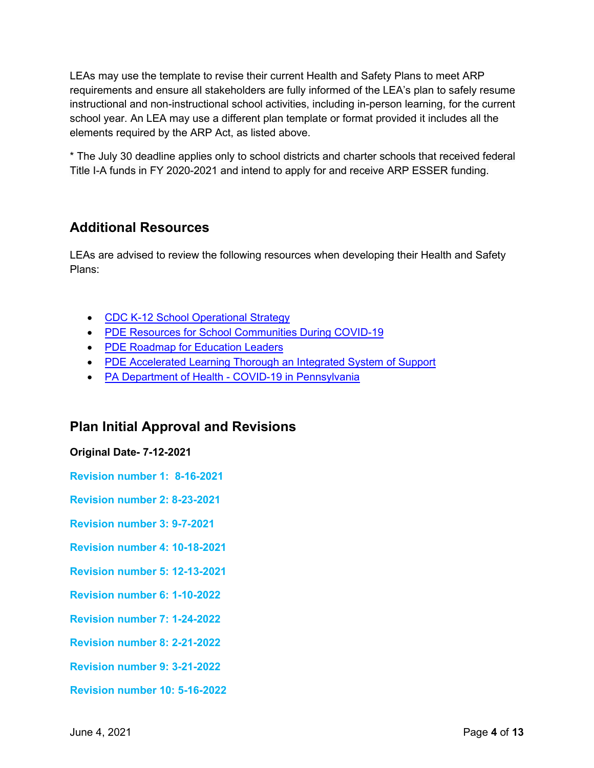LEAs may use the template to revise their current Health and Safety Plans to meet ARP requirements and ensure all stakeholders are fully informed of the LEA's plan to safely resume instructional and non-instructional school activities, including in-person learning, for the current school year. An LEA may use a different plan template or format provided it includes all the elements required by the ARP Act, as listed above.

* The July 30 deadline applies only to school districts and charter schools that received federal Title I-A funds in FY 2020-2021 and intend to apply for and receive ARP ESSER funding.

## Additional Resources

LEAs are advised to review the following resources when developing their Health and Safety Plans:

- CDC K-12 School Operational Strategy
- PDE Resources for School Communities During COVID-19
- PDE Roadmap for Education Leaders
- PDE Accelerated Learning Thorough an Integrated System of Support
- PA Department of Health - COVID-19 in Pennsylvania

## Plan Initial Approval and Revisions

**Original Date- 7-12-2021**

**Revision number 1: 8-16-2021**

**Revision number 2: 8-23-2021**

**Revision number 3: 9-7-2021**

**Revision number 4: 10-18-2021**

**Revision number 5: 12-13-2021**

**Revision number 6: 1-10-2022**

**Revision number 7: 1-24-2022**

**Revision number 8: 2-21-2022**

**Revision number 9: 3-21-2022**

**Revision number 10: 5-16-2022**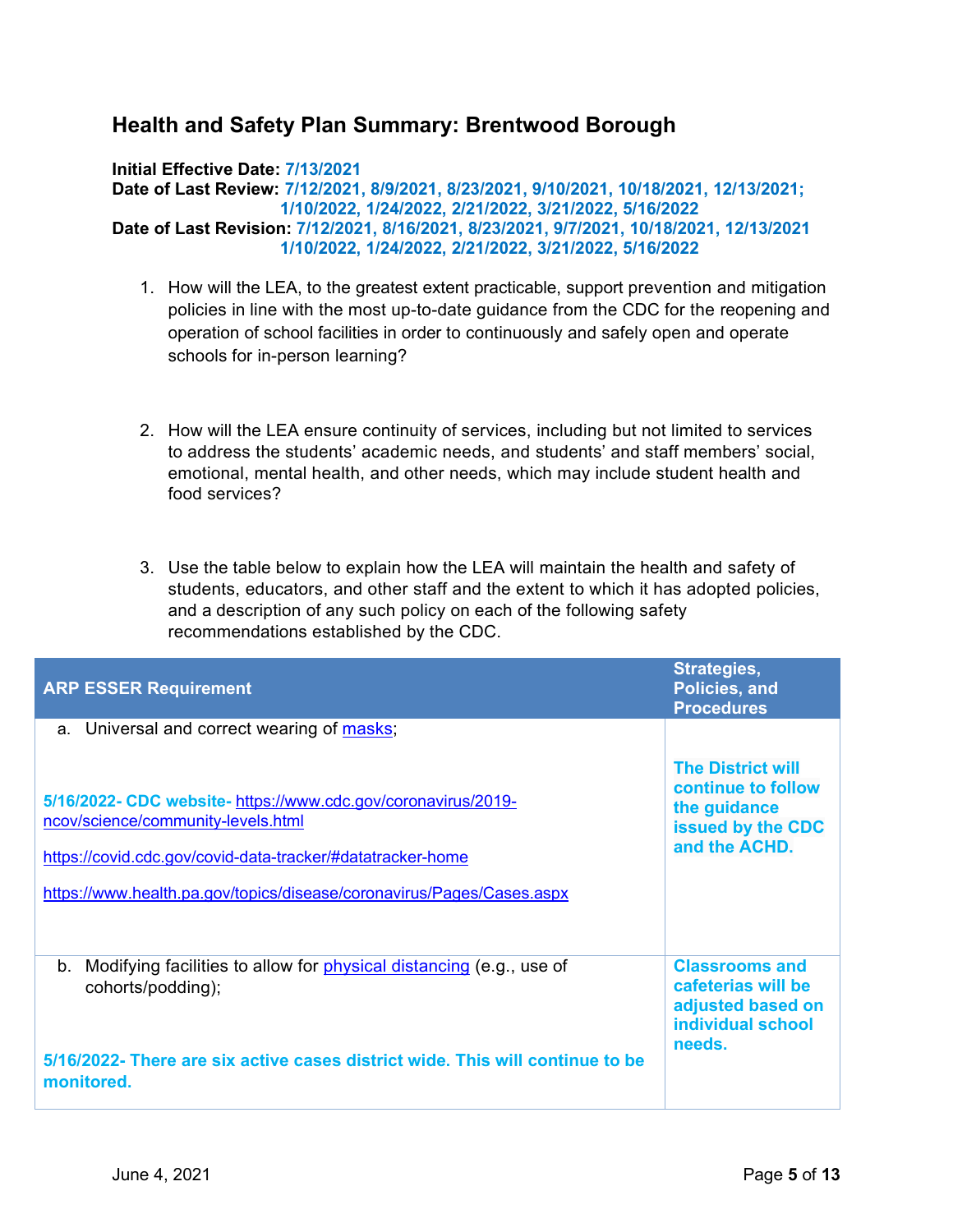## Health and Safety Plan Summary: Brentwood Borough

**Initial Effective Date:** **7/13/2021**
**Date of Last Review:** **7/12/2021, 8/9/2021, 8/23/2021, 9/10/2021, 10/18/2021, 12/13/2021; 1/10/2022, 1/24/2022, 2/21/2022, 3/21/2022, 5/16/2022**
**Date of Last Revision:** **7/12/2021, 8/16/2021, 8/23/2021, 9/7/2021, 10/18/2021, 12/13/2021 1/10/2022, 1/24/2022, 2/21/2022, 3/21/2022, 5/16/2022**

1. How will the LEA, to the greatest extent practicable, support prevention and mitigation policies in line with the most up-to-date guidance from the CDC for the reopening and operation of school facilities in order to continuously and safely open and operate schools for in-person learning?

2. How will the LEA ensure continuity of services, including but not limited to services to address the students' academic needs, and students' and staff members' social, emotional, mental health, and other needs, which may include student health and food services?

3. Use the table below to explain how the LEA will maintain the health and safety of students, educators, and other staff and the extent to which it has adopted policies, and a description of any such policy on each of the following safety recommendations established by the CDC.

| ARP ESSER Requirement | Strategies, Policies, and Procedures |
|---|---|
| a. Universal and correct wearing of masks;<br><br>**5/16/2022- CDC website-** https://www.cdc.gov/coronavirus/2019-ncov/science/community-levels.html<br><br>https://covid.cdc.gov/covid-data-tracker/#datatracker-home<br><br>https://www.health.pa.gov/topics/disease/coronavirus/Pages/Cases.aspx | **The District will continue to follow the guidance issued by the CDC and the ACHD.** |
| b. Modifying facilities to allow for physical distancing (e.g., use of cohorts/podding);<br><br>**5/16/2022- There are six active cases district wide. This will continue to be monitored.** | **Classrooms and cafeterias will be adjusted based on individual school needs.** |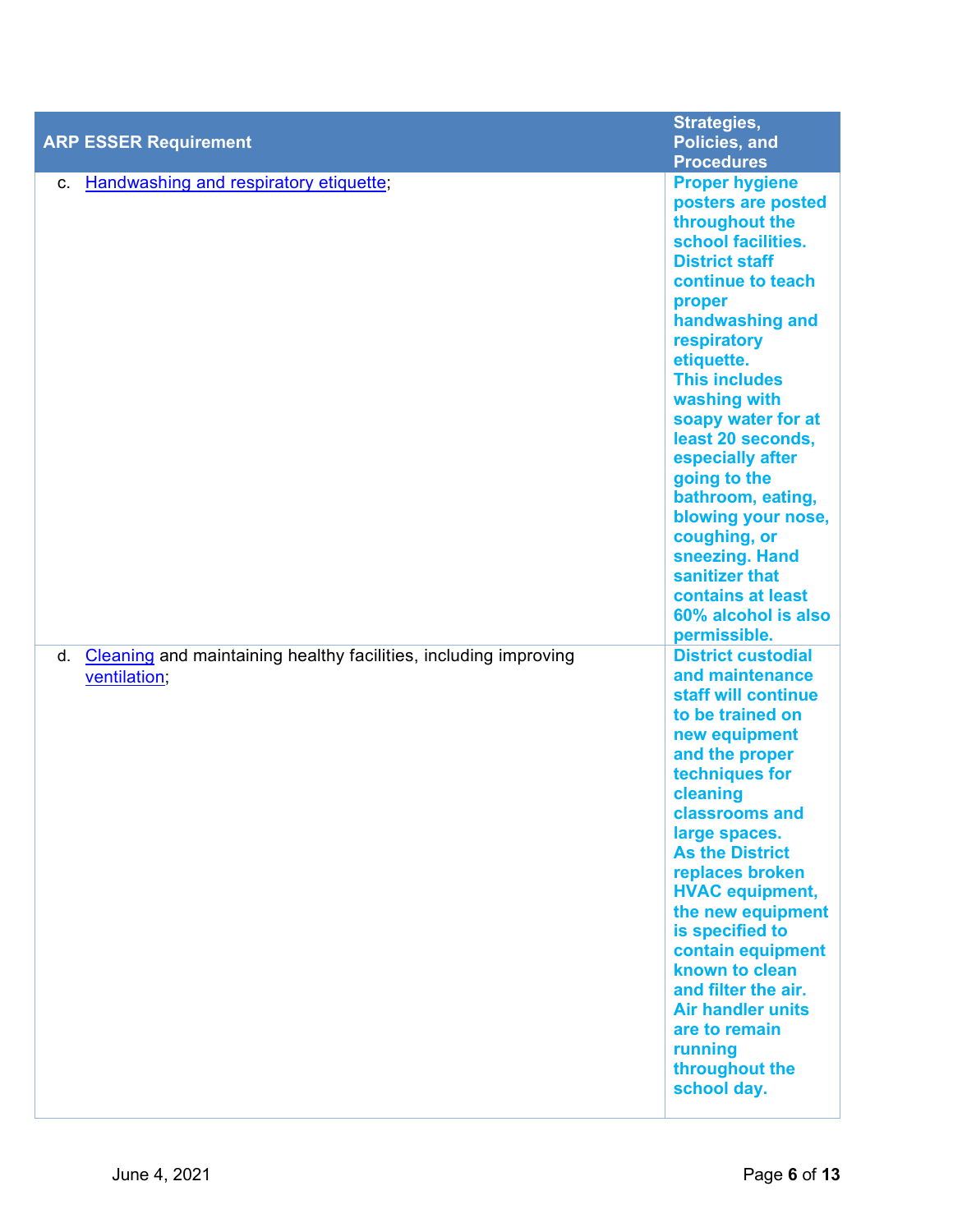| ARP ESSER Requirement | Strategies, Policies, and Procedures |
|---|---|
| c. Handwashing and respiratory etiquette; | **Proper hygiene posters are posted throughout the school facilities. District staff continue to teach proper handwashing and respiratory etiquette. This includes washing with soapy water for at least 20 seconds, especially after going to the bathroom, eating, blowing your nose, coughing, or sneezing. Hand sanitizer that contains at least 60% alcohol is also permissible.** |
| d. Cleaning and maintaining healthy facilities, including improving ventilation; | **District custodial and maintenance staff will continue to be trained on new equipment and the proper techniques for cleaning classrooms and large spaces. As the District replaces broken HVAC equipment, the new equipment is specified to contain equipment known to clean and filter the air. Air handler units are to remain running throughout the school day.** |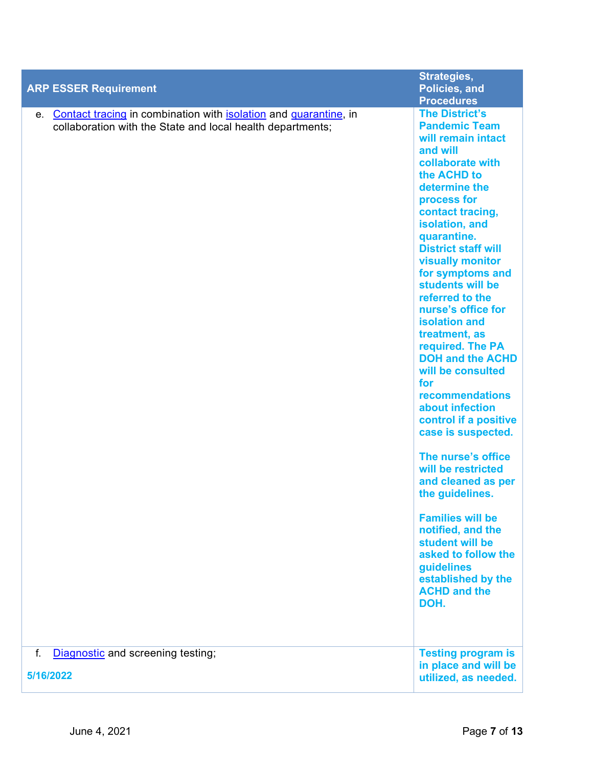| ARP ESSER Requirement | Strategies, Policies, and Procedures |
|---|---|
| e. Contact tracing in combination with isolation and quarantine, in collaboration with the State and local health departments; | **The District's Pandemic Team will remain intact and will collaborate with the ACHD to determine the process for contact tracing, isolation, and quarantine. District staff will visually monitor for symptoms and students will be referred to the nurse's office for isolation and treatment, as required. The PA DOH and the ACHD will be consulted for recommendations about infection control if a positive case is suspected.**<br><br>**The nurse's office will be restricted and cleaned as per the guidelines.**<br><br>**Families will be notified, and the student will be asked to follow the guidelines established by the ACHD and the DOH.** |
| f. Diagnostic and screening testing;<br><br>**5/16/2022** | **Testing program is in place and will be utilized, as needed.** |

June 4, 2021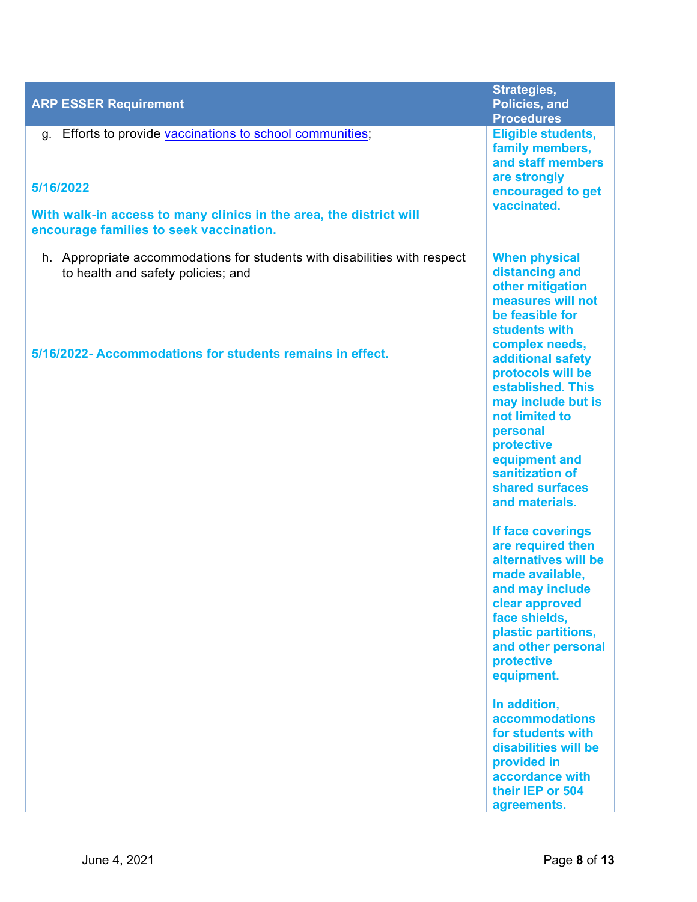| ARP ESSER Requirement | Strategies, Policies, and Procedures |
| --- | --- |
| g. Efforts to provide [vaccinations to school communities](); <br><br> **5/16/2022** <br><br> **With walk-in access to many clinics in the area, the district will encourage families to seek vaccination.** | **Eligible students, family members, and staff members are strongly encouraged to get vaccinated.** |
| h. Appropriate accommodations for students with disabilities with respect to health and safety policies; and <br><br> **5/16/2022- Accommodations for students remains in effect.** | **When physical distancing and other mitigation measures will not be feasible for students with complex needs, additional safety protocols will be established. This may include but is not limited to personal protective equipment and sanitization of shared surfaces and materials.** <br><br> **If face coverings are required then alternatives will be made available, and may include clear approved face shields, plastic partitions, and other personal protective equipment.** <br><br> **In addition, accommodations for students with disabilities will be provided in accordance with their IEP or 504 agreements.** |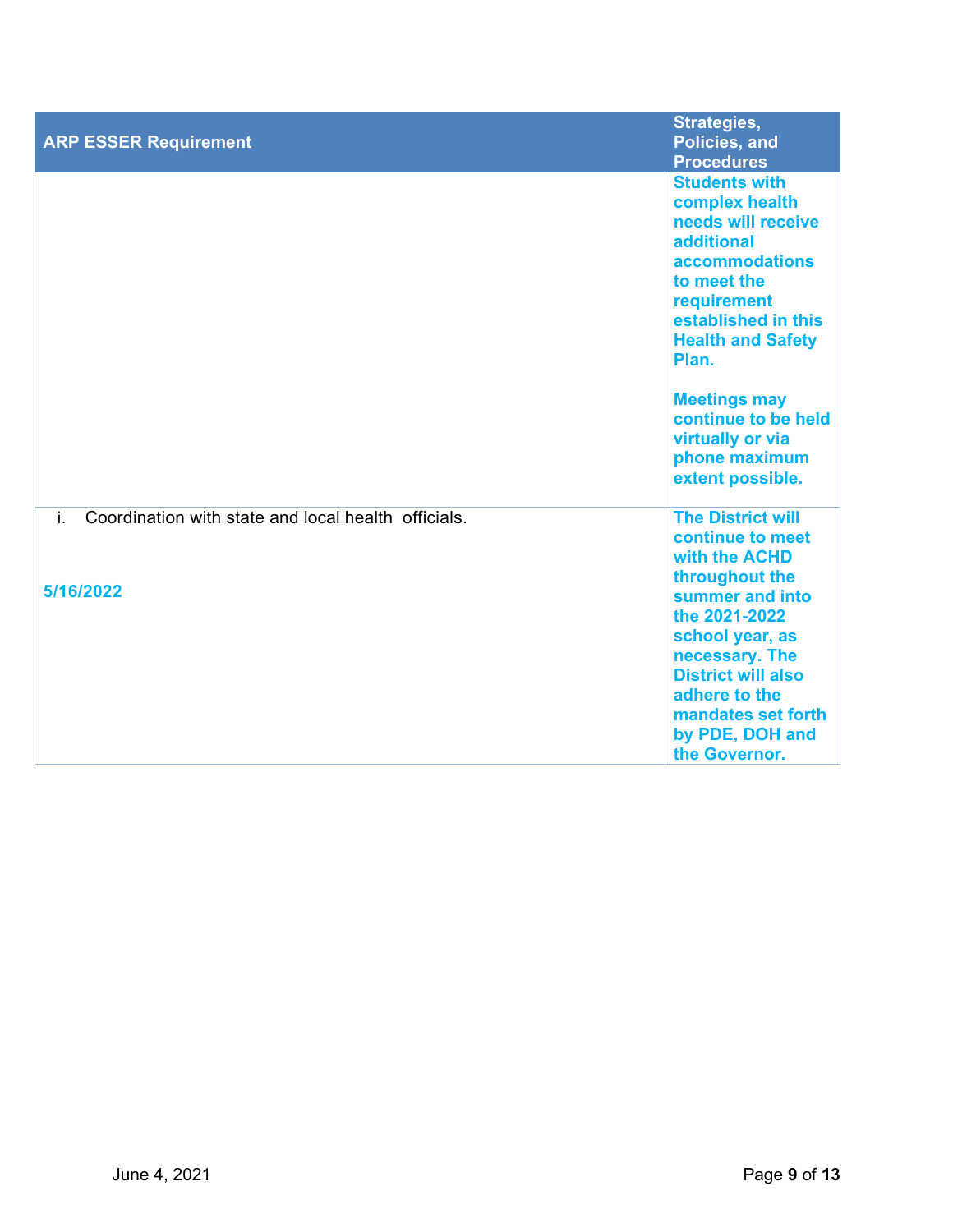| ARP ESSER Requirement | Strategies, Policies, and Procedures |
|---|---|
| | **Students with complex health needs will receive additional accommodations to meet the requirement established in this Health and Safety Plan.**<br><br>**Meetings may continue to be held virtually or via phone maximum extent possible.** |
| i. Coordination with state and local health officials.<br><br>**5/16/2022** | **The District will continue to meet with the ACHD throughout the summer and into the 2021-2022 school year, as necessary. The District will also adhere to the mandates set forth by PDE, DOH and the Governor.** |

June 4, 2021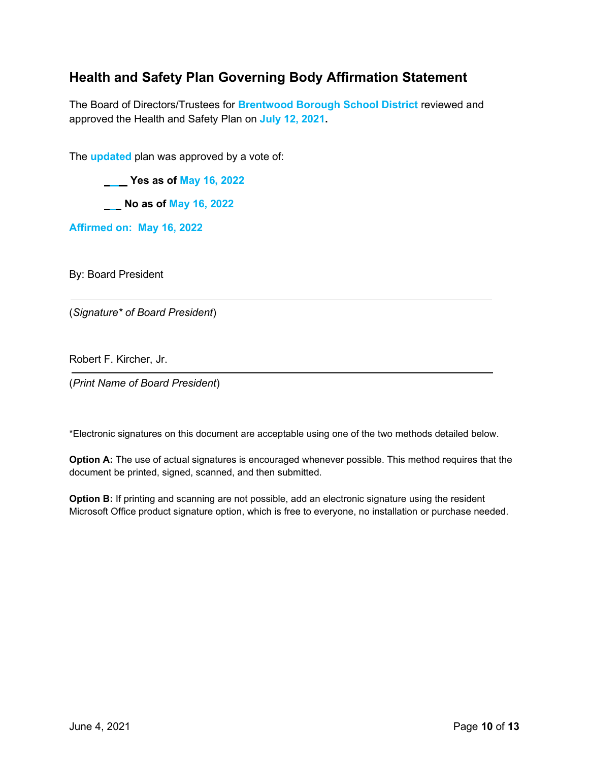## Health and Safety Plan Governing Body Affirmation Statement

The Board of Directors/Trustees for **Brentwood Borough School District** reviewed and approved the Health and Safety Plan on **July 12, 2021.**

The **updated** plan was approved by a vote of:

**\_\_\_ Yes as of May 16, 2022**

**\_\_ No as of May 16, 2022**

**Affirmed on: May 16, 2022**

By: Board President

---

(*Signature\* of Board President*)

Robert F. Kircher, Jr.

---

(*Print Name of Board President*)

\*Electronic signatures on this document are acceptable using one of the two methods detailed below.

**Option A:** The use of actual signatures is encouraged whenever possible. This method requires that the document be printed, signed, scanned, and then submitted.

**Option B:** If printing and scanning are not possible, add an electronic signature using the resident Microsoft Office product signature option, which is free to everyone, no installation or purchase needed.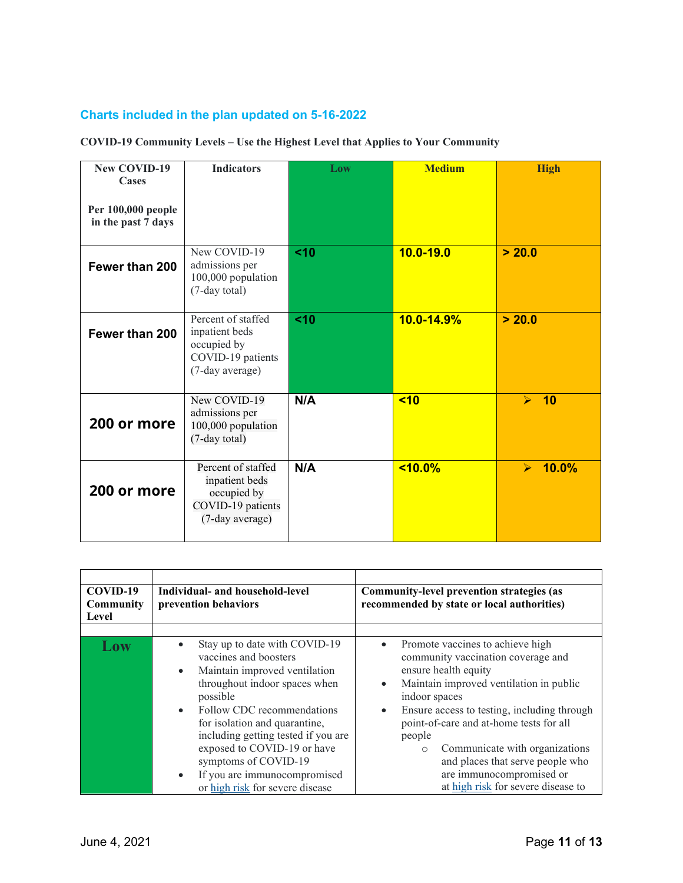## Charts included in the plan updated on 5-16-2022

**COVID-19 Community Levels – Use the Highest Level that Applies to Your Community**

| New COVID-19 Cases<br><br>Per 100,000 people in the past 7 days | Indicators | Low | Medium | High |
|---|---|---|---|---|
| **Fewer than 200** | New COVID-19 admissions per 100,000 population (7-day total) | **<10** | **10.0-19.0** | **> 20.0** |
| **Fewer than 200** | Percent of staffed inpatient beds occupied by COVID-19 patients (7-day average) | **<10** | **10.0-14.9%** | **> 20.0** |
| **200 or more** | New COVID-19 admissions per 100,000 population (7-day total) | **N/A** | **<10** | **➢ 10** |
| **200 or more** | Percent of staffed inpatient beds occupied by COVID-19 patients (7-day average) | **N/A** | **<10.0%** | **➢ 10.0%** |

| **COVID-19 Community Level** | **Individual- and household-level prevention behaviors** | **Community-level prevention strategies (as recommended by state or local authorities)** |
|---|---|---|
| **Low** | • Stay up to date with COVID-19 vaccines and boosters<br>• Maintain improved ventilation throughout indoor spaces when possible<br>• Follow CDC recommendations for isolation and quarantine, including getting tested if you are exposed to COVID-19 or have symptoms of COVID-19<br>• If you are immunocompromised or high risk for severe disease | • Promote vaccines to achieve high community vaccination coverage and ensure health equity<br>• Maintain improved ventilation in public indoor spaces<br>• Ensure access to testing, including through point-of-care and at-home tests for all people<br>  ○ Communicate with organizations and places that serve people who are immunocompromised or at high risk for severe disease to |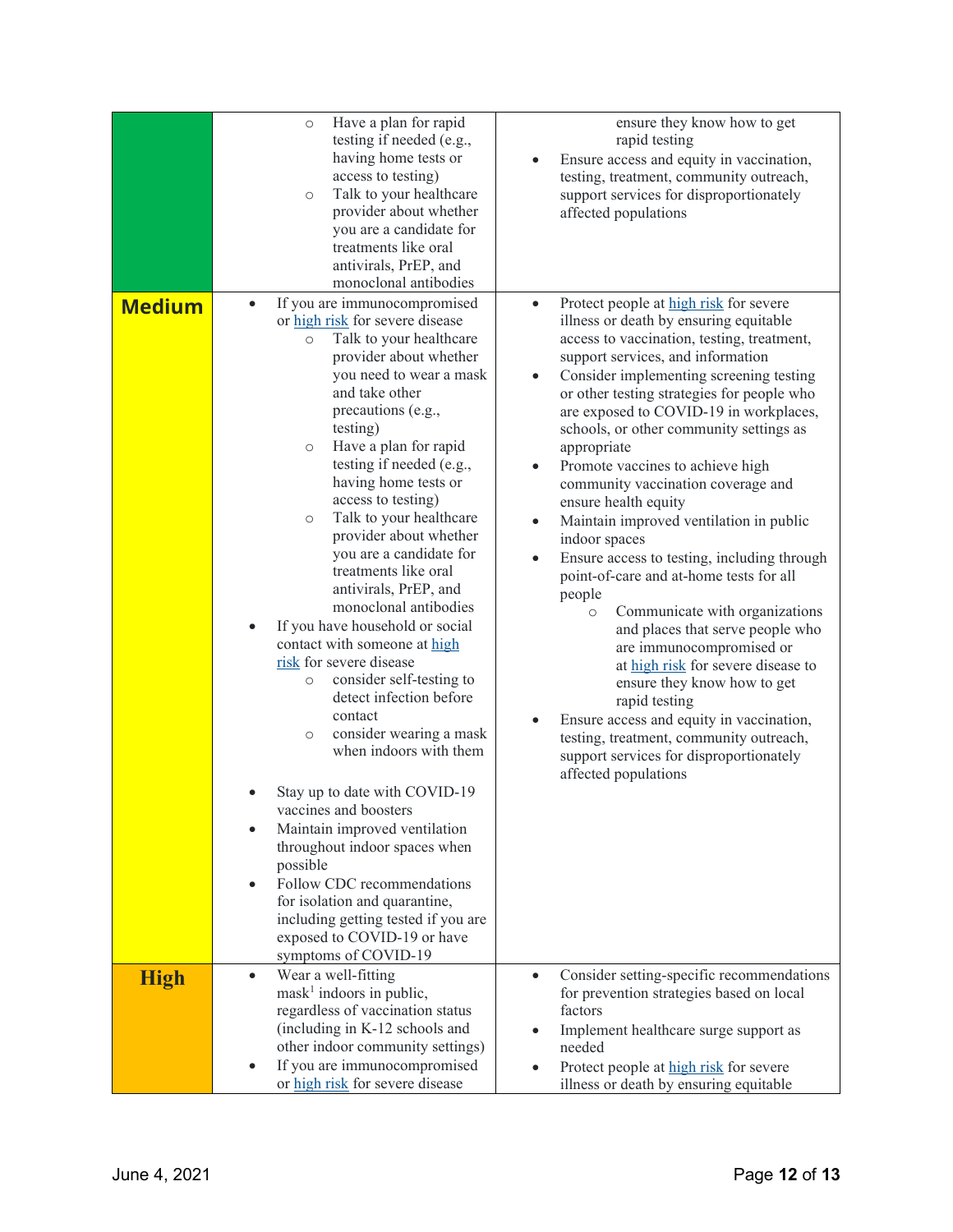| | | |
|---|---|---|
| | ○ Have a plan for rapid testing if needed (e.g., having home tests or access to testing)<br>○ Talk to your healthcare provider about whether you are a candidate for treatments like oral antivirals, PrEP, and monoclonal antibodies | ensure they know how to get rapid testing<br>• Ensure access and equity in vaccination, testing, treatment, community outreach, support services for disproportionately affected populations |
| **Medium** | • If you are immunocompromised or high risk for severe disease<br>○ Talk to your healthcare provider about whether you need to wear a mask and take other precautions (e.g., testing)<br>○ Have a plan for rapid testing if needed (e.g., having home tests or access to testing)<br>○ Talk to your healthcare provider about whether you are a candidate for treatments like oral antivirals, PrEP, and monoclonal antibodies<br>• If you have household or social contact with someone at high risk for severe disease<br>○ consider self-testing to detect infection before contact<br>○ consider wearing a mask when indoors with them<br>• Stay up to date with COVID-19 vaccines and boosters<br>• Maintain improved ventilation throughout indoor spaces when possible<br>• Follow CDC recommendations for isolation and quarantine, including getting tested if you are exposed to COVID-19 or have symptoms of COVID-19 | • Protect people at high risk for severe illness or death by ensuring equitable access to vaccination, testing, treatment, support services, and information<br>• Consider implementing screening testing or other testing strategies for people who are exposed to COVID-19 in workplaces, schools, or other community settings as appropriate<br>• Promote vaccines to achieve high community vaccination coverage and ensure health equity<br>• Maintain improved ventilation in public indoor spaces<br>• Ensure access to testing, including through point-of-care and at-home tests for all people<br>○ Communicate with organizations and places that serve people who are immunocompromised or at high risk for severe disease to ensure they know how to get rapid testing<br>• Ensure access and equity in vaccination, testing, treatment, community outreach, support services for disproportionately affected populations |
| **High** | • Wear a well-fitting mask[1] indoors in public, regardless of vaccination status (including in K-12 schools and other indoor community settings)<br>• If you are immunocompromised or high risk for severe disease | • Consider setting-specific recommendations for prevention strategies based on local factors<br>• Implement healthcare surge support as needed<br>• Protect people at high risk for severe illness or death by ensuring equitable |

June 4, 2021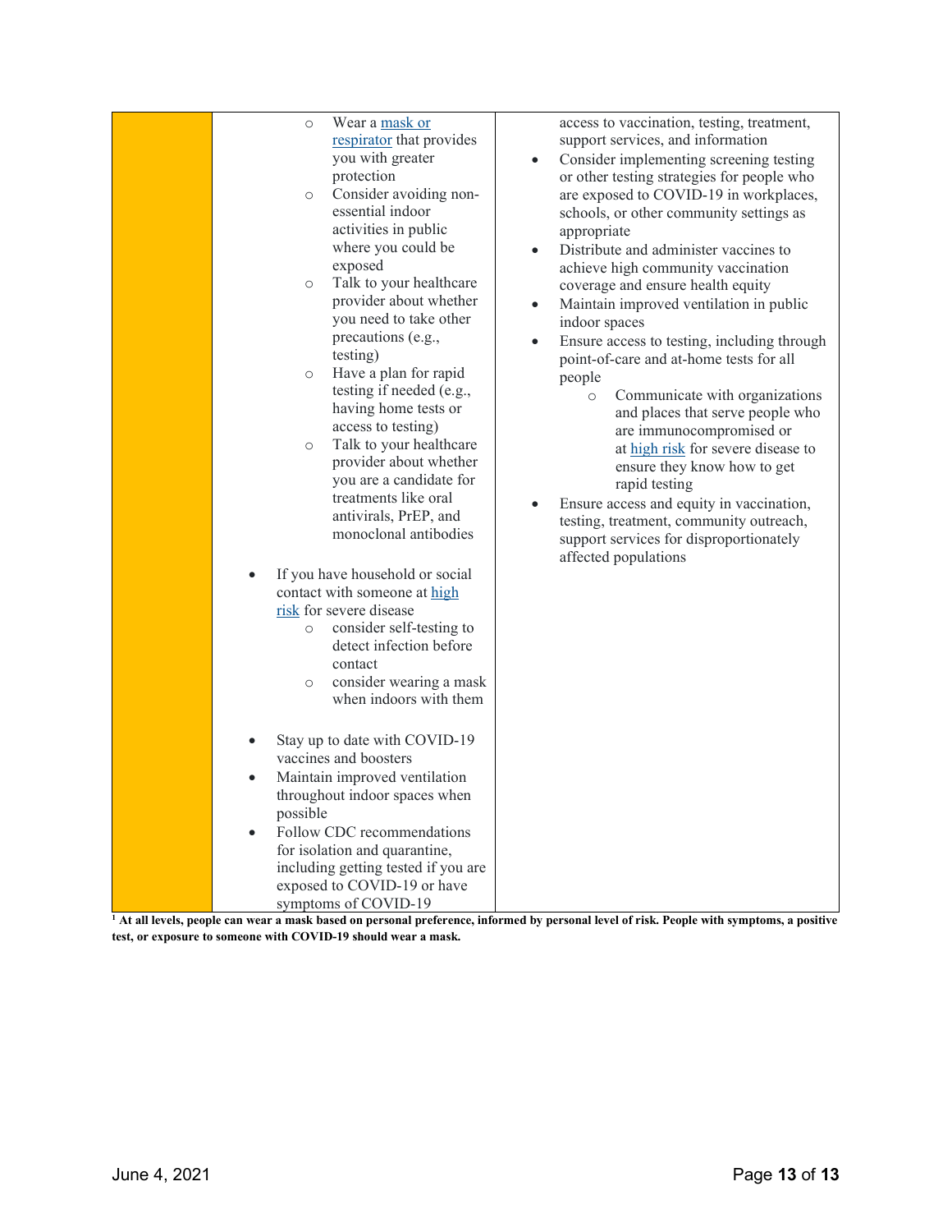| | | |
|---|---|---|
| | ◦ Wear a mask or respirator that provides you with greater protection<br>◦ Consider avoiding non-essential indoor activities in public where you could be exposed<br>◦ Talk to your healthcare provider about whether you need to take other precautions (e.g., testing)<br>◦ Have a plan for rapid testing if needed (e.g., having home tests or access to testing)<br>◦ Talk to your healthcare provider about whether you are a candidate for treatments like oral antivirals, PrEP, and monoclonal antibodies<br><br>• If you have household or social contact with someone at high risk for severe disease<br>◦ consider self-testing to detect infection before contact<br>◦ consider wearing a mask when indoors with them<br><br>• Stay up to date with COVID-19 vaccines and boosters<br>• Maintain improved ventilation throughout indoor spaces when possible<br>• Follow CDC recommendations for isolation and quarantine, including getting tested if you are exposed to COVID-19 or have symptoms of COVID-19 | access to vaccination, testing, treatment, support services, and information<br>• Consider implementing screening testing or other testing strategies for people who are exposed to COVID-19 in workplaces, schools, or other community settings as appropriate<br>• Distribute and administer vaccines to achieve high community vaccination coverage and ensure health equity<br>• Maintain improved ventilation in public indoor spaces<br>• Ensure access to testing, including through point-of-care and at-home tests for all people<br>◦ Communicate with organizations and places that serve people who are immunocompromised or at high risk for severe disease to ensure they know how to get rapid testing<br>• Ensure access and equity in vaccination, testing, treatment, community outreach, support services for disproportionately affected populations |

**[1] At all levels, people can wear a mask based on personal preference, informed by personal level of risk. People with symptoms, a positive test, or exposure to someone with COVID-19 should wear a mask.**